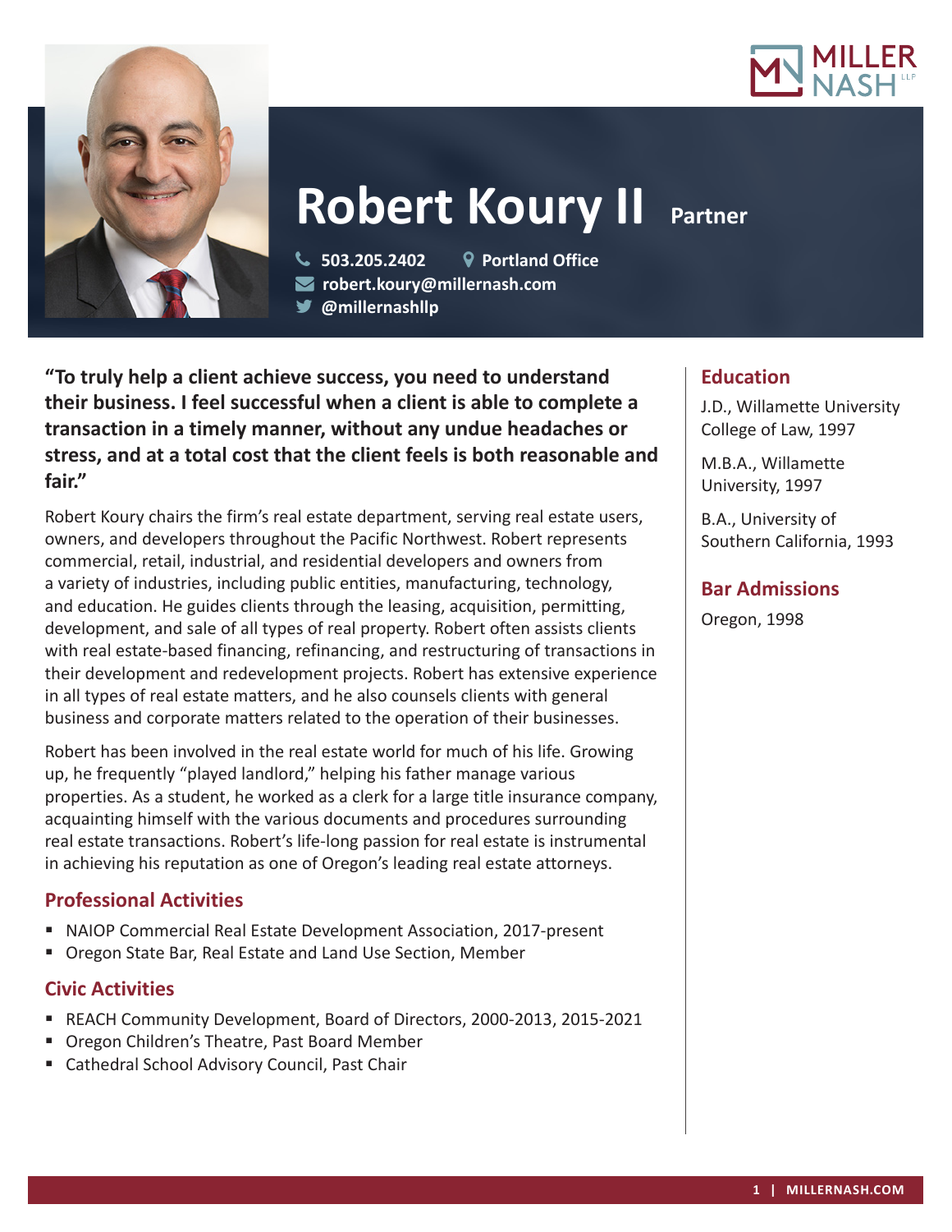# Robert Koury II

**Partner**

503.205.2402
Portland Office
robert.koury@millernash.com
@millernashllp

**"To truly help a client achieve success, you need to understand their business. I feel successful when a client is able to complete a transaction in a timely manner, without any undue headaches or stress, and at a total cost that the client feels is both reasonable and fair."**

Robert Koury chairs the firm's real estate department, serving real estate users, owners, and developers throughout the Pacific Northwest. Robert represents commercial, retail, industrial, and residential developers and owners from a variety of industries, including public entities, manufacturing, technology, and education. He guides clients through the leasing, acquisition, permitting, development, and sale of all types of real property. Robert often assists clients with real estate-based financing, refinancing, and restructuring of transactions in their development and redevelopment projects. Robert has extensive experience in all types of real estate matters, and he also counsels clients with general business and corporate matters related to the operation of their businesses.

Robert has been involved in the real estate world for much of his life. Growing up, he frequently "played landlord," helping his father manage various properties. As a student, he worked as a clerk for a large title insurance company, acquainting himself with the various documents and procedures surrounding real estate transactions. Robert's life-long passion for real estate is instrumental in achieving his reputation as one of Oregon's leading real estate attorneys.

## Professional Activities

- NAIOP Commercial Real Estate Development Association, 2017-present
- Oregon State Bar, Real Estate and Land Use Section, Member

## Civic Activities

- REACH Community Development, Board of Directors, 2000-2013, 2015-2021
- Oregon Children's Theatre, Past Board Member
- Cathedral School Advisory Council, Past Chair

## Education

J.D., Willamette University College of Law, 1997

M.B.A., Willamette University, 1997

B.A., University of Southern California, 1993

## Bar Admissions

Oregon, 1998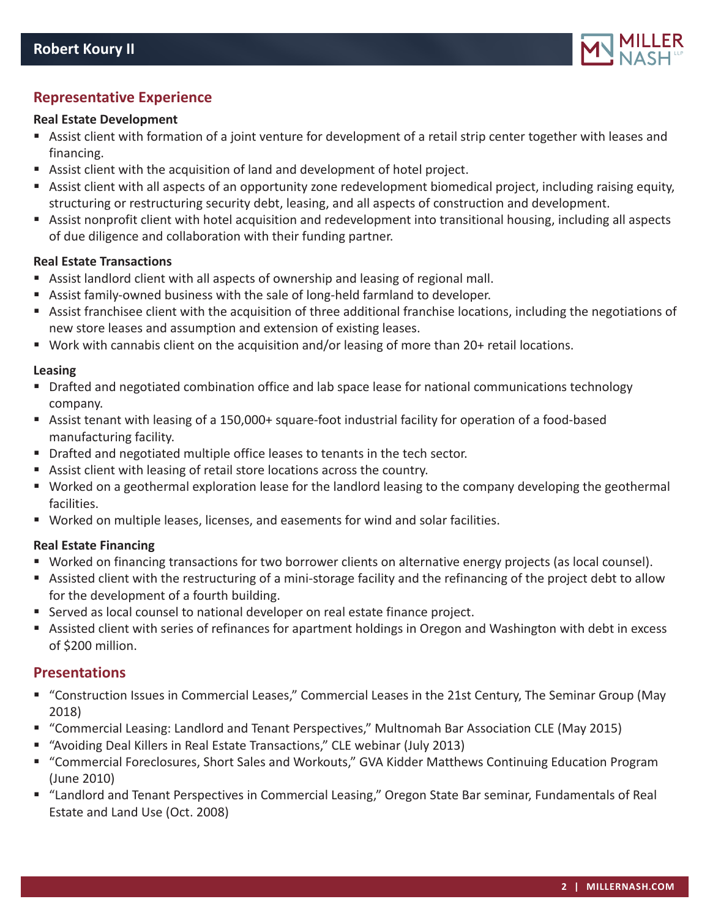## Representative Experience

### Real Estate Development

- Assist client with formation of a joint venture for development of a retail strip center together with leases and financing.
- Assist client with the acquisition of land and development of hotel project.
- Assist client with all aspects of an opportunity zone redevelopment biomedical project, including raising equity, structuring or restructuring security debt, leasing, and all aspects of construction and development.
- Assist nonprofit client with hotel acquisition and redevelopment into transitional housing, including all aspects of due diligence and collaboration with their funding partner.

### Real Estate Transactions

- Assist landlord client with all aspects of ownership and leasing of regional mall.
- Assist family-owned business with the sale of long-held farmland to developer.
- Assist franchisee client with the acquisition of three additional franchise locations, including the negotiations of new store leases and assumption and extension of existing leases.
- Work with cannabis client on the acquisition and/or leasing of more than 20+ retail locations.

### Leasing

- Drafted and negotiated combination office and lab space lease for national communications technology company.
- Assist tenant with leasing of a 150,000+ square-foot industrial facility for operation of a food-based manufacturing facility.
- Drafted and negotiated multiple office leases to tenants in the tech sector.
- Assist client with leasing of retail store locations across the country.
- Worked on a geothermal exploration lease for the landlord leasing to the company developing the geothermal facilities.
- Worked on multiple leases, licenses, and easements for wind and solar facilities.

### Real Estate Financing

- Worked on financing transactions for two borrower clients on alternative energy projects (as local counsel).
- Assisted client with the restructuring of a mini-storage facility and the refinancing of the project debt to allow for the development of a fourth building.
- Served as local counsel to national developer on real estate finance project.
- Assisted client with series of refinances for apartment holdings in Oregon and Washington with debt in excess of $200 million.

## Presentations

- "Construction Issues in Commercial Leases," Commercial Leases in the 21st Century, The Seminar Group (May 2018)
- "Commercial Leasing: Landlord and Tenant Perspectives," Multnomah Bar Association CLE (May 2015)
- "Avoiding Deal Killers in Real Estate Transactions," CLE webinar (July 2013)
- "Commercial Foreclosures, Short Sales and Workouts," GVA Kidder Matthews Continuing Education Program (June 2010)
- "Landlord and Tenant Perspectives in Commercial Leasing," Oregon State Bar seminar, Fundamentals of Real Estate and Land Use (Oct. 2008)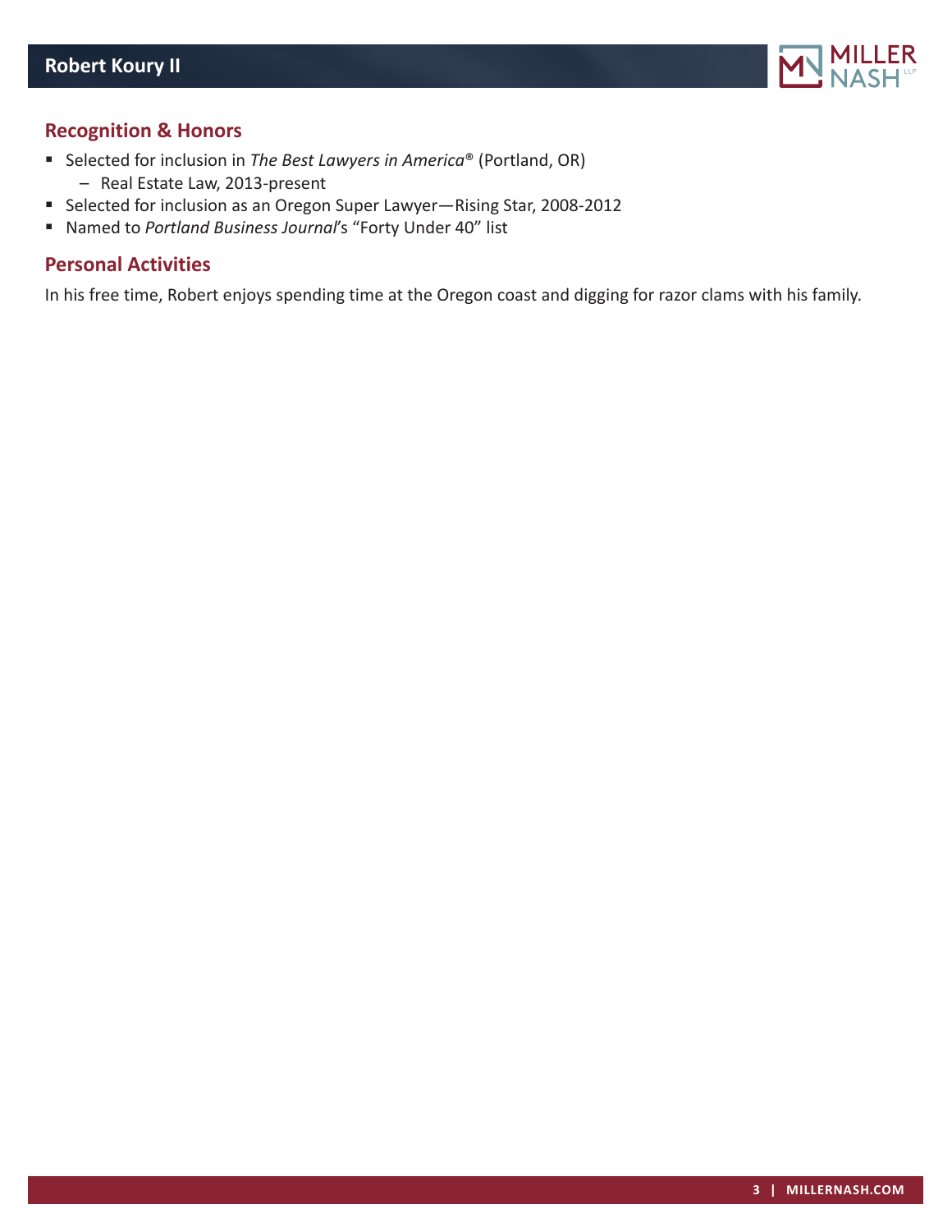## Recognition & Honors

- Selected for inclusion in *The Best Lawyers in America*® (Portland, OR)
  - Real Estate Law, 2013-present
- Selected for inclusion as an Oregon Super Lawyer—Rising Star, 2008-2012
- Named to *Portland Business Journal*'s "Forty Under 40" list

## Personal Activities

In his free time, Robert enjoys spending time at the Oregon coast and digging for razor clams with his family.